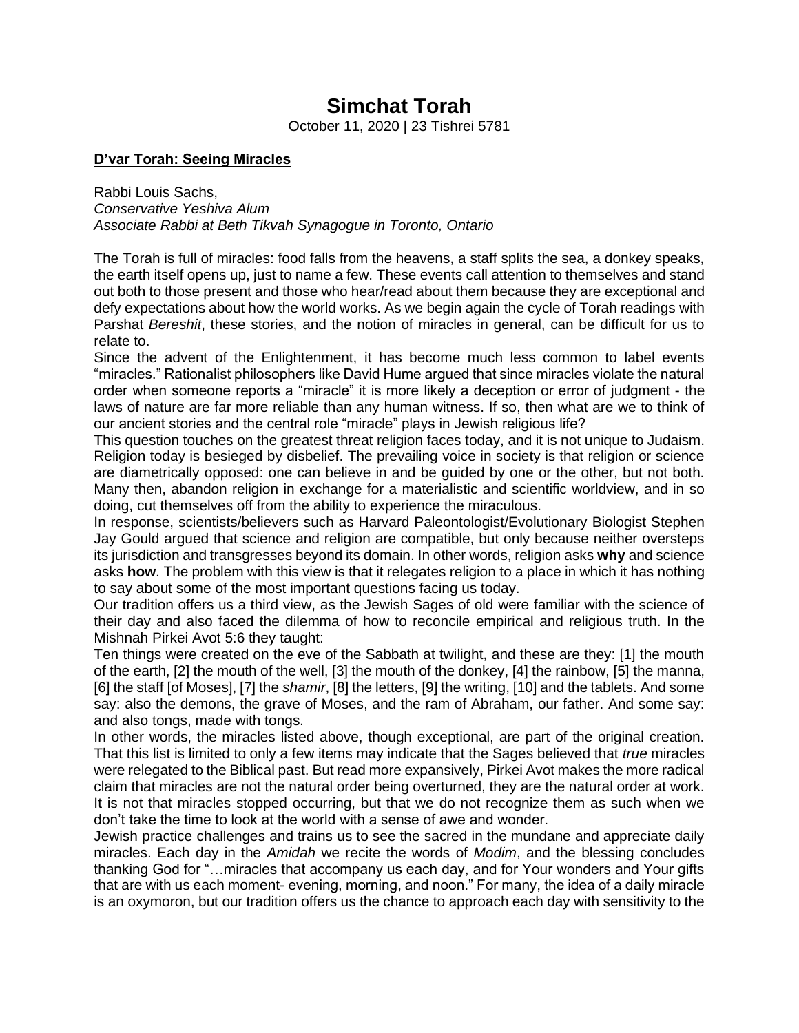# Simchat Torah

October 11, 2020 | 23 Tishrei 5781

**D'var Torah: Seeing Miracles**

Rabbi Louis Sachs,
*Conservative Yeshiva Alum*
*Associate Rabbi at Beth Tikvah Synagogue in Toronto, Ontario*

The Torah is full of miracles: food falls from the heavens, a staff splits the sea, a donkey speaks, the earth itself opens up, just to name a few. These events call attention to themselves and stand out both to those present and those who hear/read about them because they are exceptional and defy expectations about how the world works. As we begin again the cycle of Torah readings with Parshat *Bereshit*, these stories, and the notion of miracles in general, can be difficult for us to relate to.

Since the advent of the Enlightenment, it has become much less common to label events "miracles." Rationalist philosophers like David Hume argued that since miracles violate the natural order when someone reports a "miracle" it is more likely a deception or error of judgment - the laws of nature are far more reliable than any human witness. If so, then what are we to think of our ancient stories and the central role "miracle" plays in Jewish religious life?

This question touches on the greatest threat religion faces today, and it is not unique to Judaism. Religion today is besieged by disbelief. The prevailing voice in society is that religion or science are diametrically opposed: one can believe in and be guided by one or the other, but not both. Many then, abandon religion in exchange for a materialistic and scientific worldview, and in so doing, cut themselves off from the ability to experience the miraculous.

In response, scientists/believers such as Harvard Paleontologist/Evolutionary Biologist Stephen Jay Gould argued that science and religion are compatible, but only because neither oversteps its jurisdiction and transgresses beyond its domain. In other words, religion asks **why** and science asks **how**. The problem with this view is that it relegates religion to a place in which it has nothing to say about some of the most important questions facing us today.

Our tradition offers us a third view, as the Jewish Sages of old were familiar with the science of their day and also faced the dilemma of how to reconcile empirical and religious truth. In the Mishnah Pirkei Avot 5:6 they taught:

Ten things were created on the eve of the Sabbath at twilight, and these are they: [1] the mouth of the earth, [2] the mouth of the well, [3] the mouth of the donkey, [4] the rainbow, [5] the manna, [6] the staff [of Moses], [7] the *shamir*, [8] the letters, [9] the writing, [10] and the tablets. And some say: also the demons, the grave of Moses, and the ram of Abraham, our father. And some say: and also tongs, made with tongs.

In other words, the miracles listed above, though exceptional, are part of the original creation. That this list is limited to only a few items may indicate that the Sages believed that *true* miracles were relegated to the Biblical past. But read more expansively, Pirkei Avot makes the more radical claim that miracles are not the natural order being overturned, they are the natural order at work. It is not that miracles stopped occurring, but that we do not recognize them as such when we don't take the time to look at the world with a sense of awe and wonder.

Jewish practice challenges and trains us to see the sacred in the mundane and appreciate daily miracles. Each day in the *Amidah* we recite the words of *Modim*, and the blessing concludes thanking God for "…miracles that accompany us each day, and for Your wonders and Your gifts that are with us each moment- evening, morning, and noon." For many, the idea of a daily miracle is an oxymoron, but our tradition offers us the chance to approach each day with sensitivity to the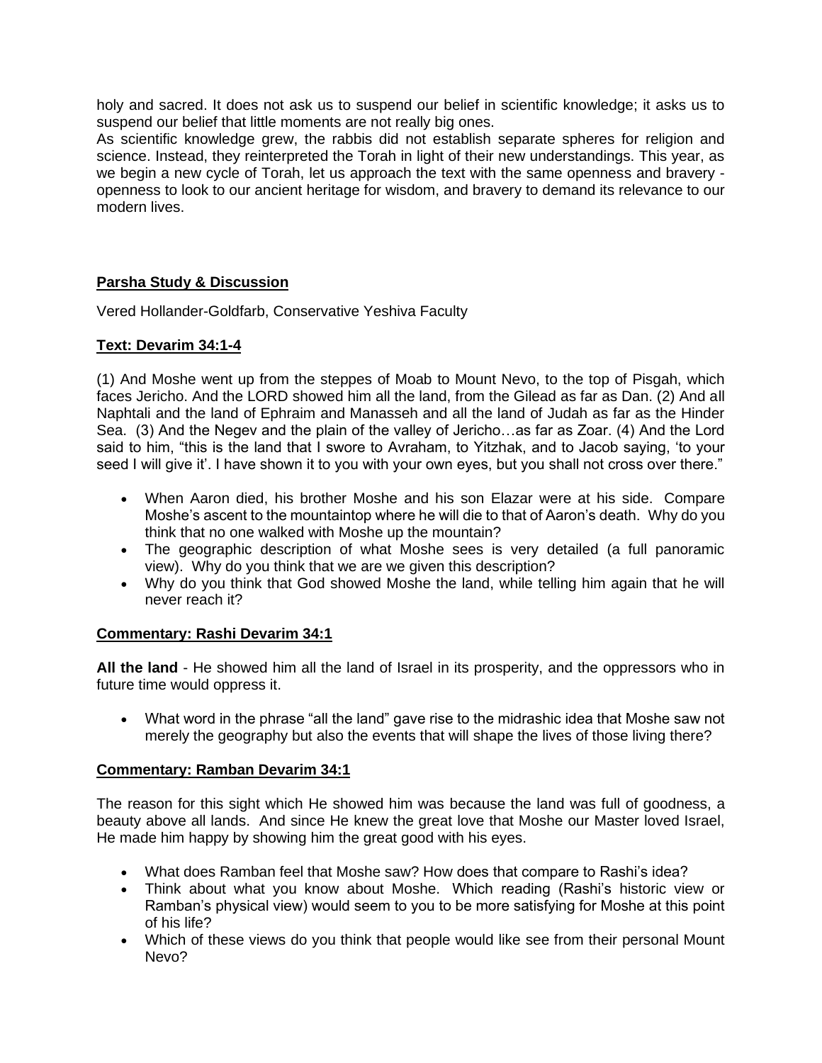holy and sacred. It does not ask us to suspend our belief in scientific knowledge; it asks us to suspend our belief that little moments are not really big ones.

As scientific knowledge grew, the rabbis did not establish separate spheres for religion and science. Instead, they reinterpreted the Torah in light of their new understandings. This year, as we begin a new cycle of Torah, let us approach the text with the same openness and bravery - openness to look to our ancient heritage for wisdom, and bravery to demand its relevance to our modern lives.

## **Parsha Study & Discussion**

Vered Hollander-Goldfarb, Conservative Yeshiva Faculty

### **Text: Devarim 34:1-4**

(1) And Moshe went up from the steppes of Moab to Mount Nevo, to the top of Pisgah, which faces Jericho. And the LORD showed him all the land, from the Gilead as far as Dan. (2) And all Naphtali and the land of Ephraim and Manasseh and all the land of Judah as far as the Hinder Sea. (3) And the Negev and the plain of the valley of Jericho…as far as Zoar. (4) And the Lord said to him, "this is the land that I swore to Avraham, to Yitzhak, and to Jacob saying, 'to your seed I will give it'. I have shown it to you with your own eyes, but you shall not cross over there."

- When Aaron died, his brother Moshe and his son Elazar were at his side. Compare Moshe's ascent to the mountaintop where he will die to that of Aaron's death. Why do you think that no one walked with Moshe up the mountain?
- The geographic description of what Moshe sees is very detailed (a full panoramic view). Why do you think that we are we given this description?
- Why do you think that God showed Moshe the land, while telling him again that he will never reach it?

### **Commentary: Rashi Devarim 34:1**

**All the land** - He showed him all the land of Israel in its prosperity, and the oppressors who in future time would oppress it.

- What word in the phrase "all the land" gave rise to the midrashic idea that Moshe saw not merely the geography but also the events that will shape the lives of those living there?

### **Commentary: Ramban Devarim 34:1**

The reason for this sight which He showed him was because the land was full of goodness, a beauty above all lands. And since He knew the great love that Moshe our Master loved Israel, He made him happy by showing him the great good with his eyes.

- What does Ramban feel that Moshe saw? How does that compare to Rashi's idea?
- Think about what you know about Moshe. Which reading (Rashi's historic view or Ramban's physical view) would seem to you to be more satisfying for Moshe at this point of his life?
- Which of these views do you think that people would like see from their personal Mount Nevo?